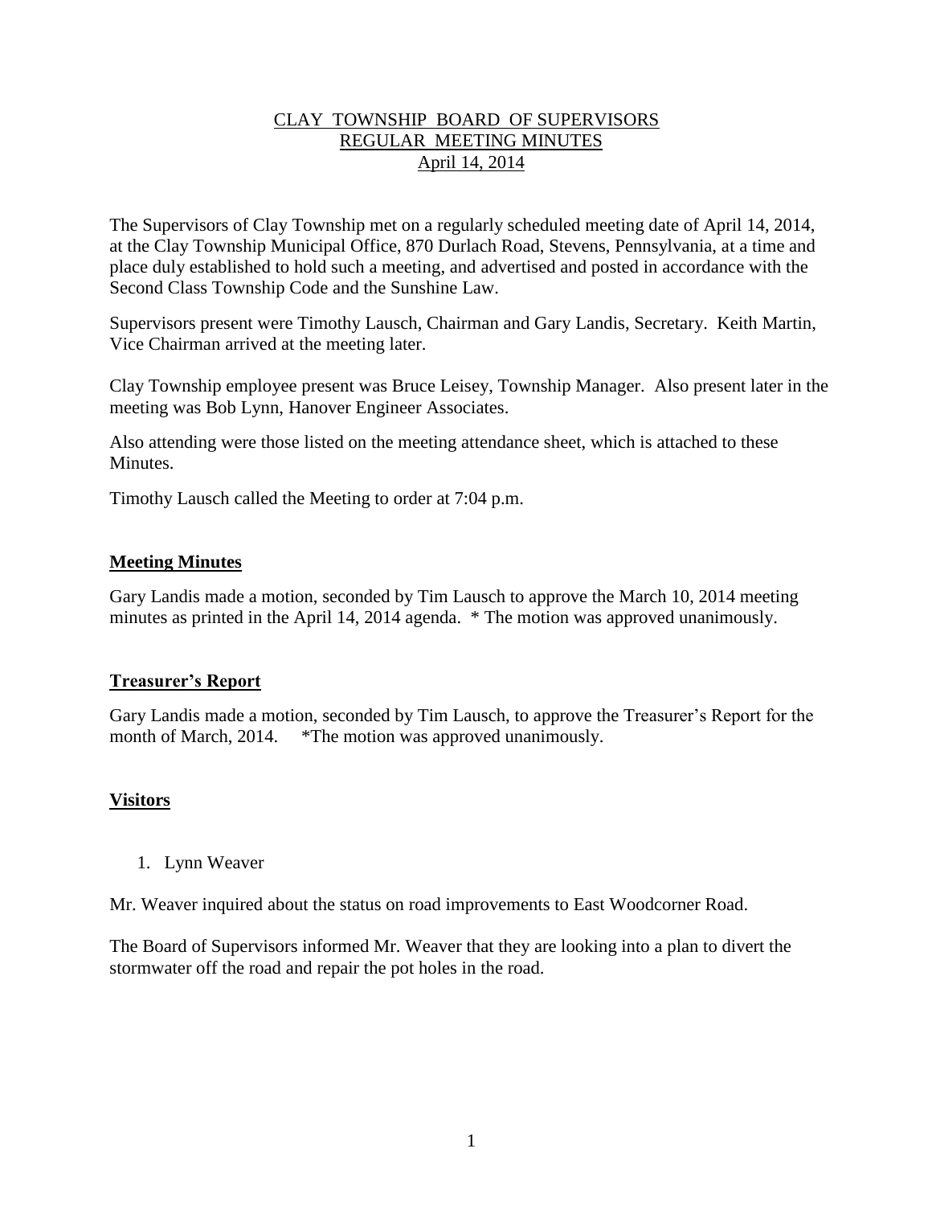# CLAY TOWNSHIP BOARD OF SUPERVISORS
## REGULAR MEETING MINUTES
### April 14, 2014

The Supervisors of Clay Township met on a regularly scheduled meeting date of April 14, 2014, at the Clay Township Municipal Office, 870 Durlach Road, Stevens, Pennsylvania, at a time and place duly established to hold such a meeting, and advertised and posted in accordance with the Second Class Township Code and the Sunshine Law.

Supervisors present were Timothy Lausch, Chairman and Gary Landis, Secretary. Keith Martin, Vice Chairman arrived at the meeting later.

Clay Township employee present was Bruce Leisey, Township Manager. Also present later in the meeting was Bob Lynn, Hanover Engineer Associates.

Also attending were those listed on the meeting attendance sheet, which is attached to these Minutes.

Timothy Lausch called the Meeting to order at 7:04 p.m.

**Meeting Minutes**

Gary Landis made a motion, seconded by Tim Lausch to approve the March 10, 2014 meeting minutes as printed in the April 14, 2014 agenda. * The motion was approved unanimously.

**Treasurer's Report**

Gary Landis made a motion, seconded by Tim Lausch, to approve the Treasurer's Report for the month of March, 2014. *The motion was approved unanimously.

**Visitors**

1. Lynn Weaver

Mr. Weaver inquired about the status on road improvements to East Woodcorner Road.

The Board of Supervisors informed Mr. Weaver that they are looking into a plan to divert the stormwater off the road and repair the pot holes in the road.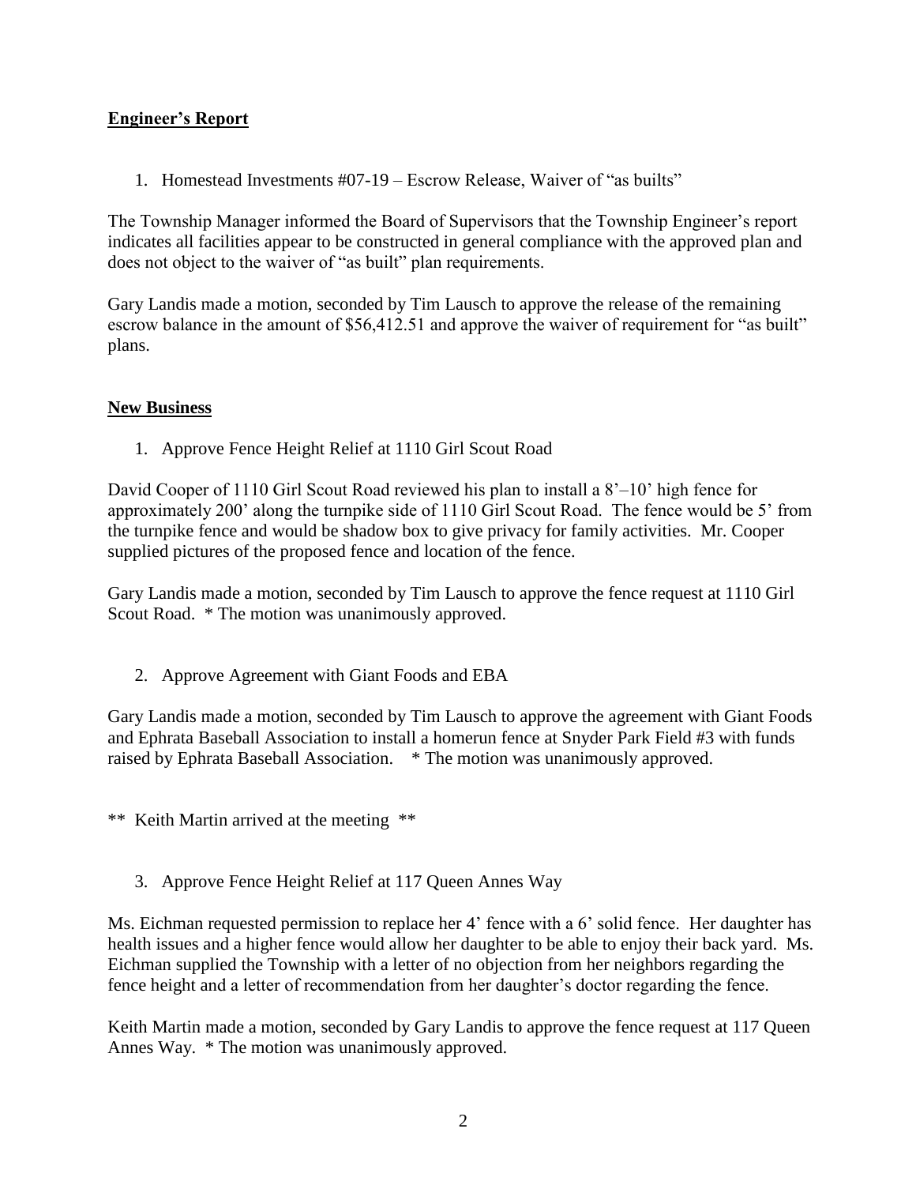## Engineer's Report

1. Homestead Investments #07-19 – Escrow Release, Waiver of "as builts"

The Township Manager informed the Board of Supervisors that the Township Engineer's report indicates all facilities appear to be constructed in general compliance with the approved plan and does not object to the waiver of "as built" plan requirements.

Gary Landis made a motion, seconded by Tim Lausch to approve the release of the remaining escrow balance in the amount of $56,412.51 and approve the waiver of requirement for "as built" plans.

## New Business

1. Approve Fence Height Relief at 1110 Girl Scout Road

David Cooper of 1110 Girl Scout Road reviewed his plan to install a 8'–10' high fence for approximately 200' along the turnpike side of 1110 Girl Scout Road. The fence would be 5' from the turnpike fence and would be shadow box to give privacy for family activities. Mr. Cooper supplied pictures of the proposed fence and location of the fence.

Gary Landis made a motion, seconded by Tim Lausch to approve the fence request at 1110 Girl Scout Road. * The motion was unanimously approved.

2. Approve Agreement with Giant Foods and EBA

Gary Landis made a motion, seconded by Tim Lausch to approve the agreement with Giant Foods and Ephrata Baseball Association to install a homerun fence at Snyder Park Field #3 with funds raised by Ephrata Baseball Association. * The motion was unanimously approved.

** Keith Martin arrived at the meeting **

3. Approve Fence Height Relief at 117 Queen Annes Way

Ms. Eichman requested permission to replace her 4' fence with a 6' solid fence. Her daughter has health issues and a higher fence would allow her daughter to be able to enjoy their back yard. Ms. Eichman supplied the Township with a letter of no objection from her neighbors regarding the fence height and a letter of recommendation from her daughter's doctor regarding the fence.

Keith Martin made a motion, seconded by Gary Landis to approve the fence request at 117 Queen Annes Way. * The motion was unanimously approved.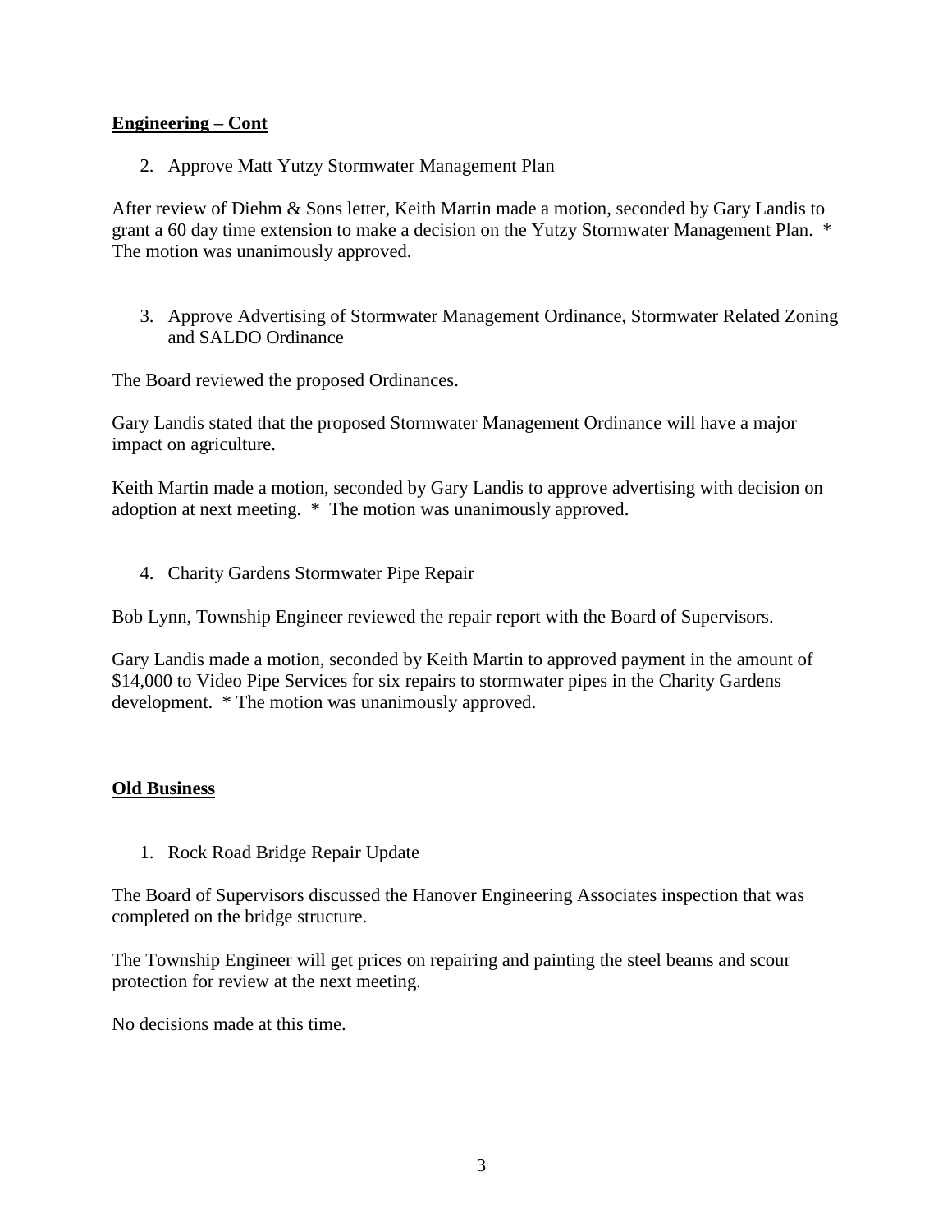**Engineering – Cont**

2. Approve Matt Yutzy Stormwater Management Plan

After review of Diehm & Sons letter, Keith Martin made a motion, seconded by Gary Landis to grant a 60 day time extension to make a decision on the Yutzy Stormwater Management Plan. * The motion was unanimously approved.

3. Approve Advertising of Stormwater Management Ordinance, Stormwater Related Zoning and SALDO Ordinance

The Board reviewed the proposed Ordinances.

Gary Landis stated that the proposed Stormwater Management Ordinance will have a major impact on agriculture.

Keith Martin made a motion, seconded by Gary Landis to approve advertising with decision on adoption at next meeting. * The motion was unanimously approved.

4. Charity Gardens Stormwater Pipe Repair

Bob Lynn, Township Engineer reviewed the repair report with the Board of Supervisors.

Gary Landis made a motion, seconded by Keith Martin to approved payment in the amount of $14,000 to Video Pipe Services for six repairs to stormwater pipes in the Charity Gardens development. * The motion was unanimously approved.

**Old Business**

1. Rock Road Bridge Repair Update

The Board of Supervisors discussed the Hanover Engineering Associates inspection that was completed on the bridge structure.

The Township Engineer will get prices on repairing and painting the steel beams and scour protection for review at the next meeting.

No decisions made at this time.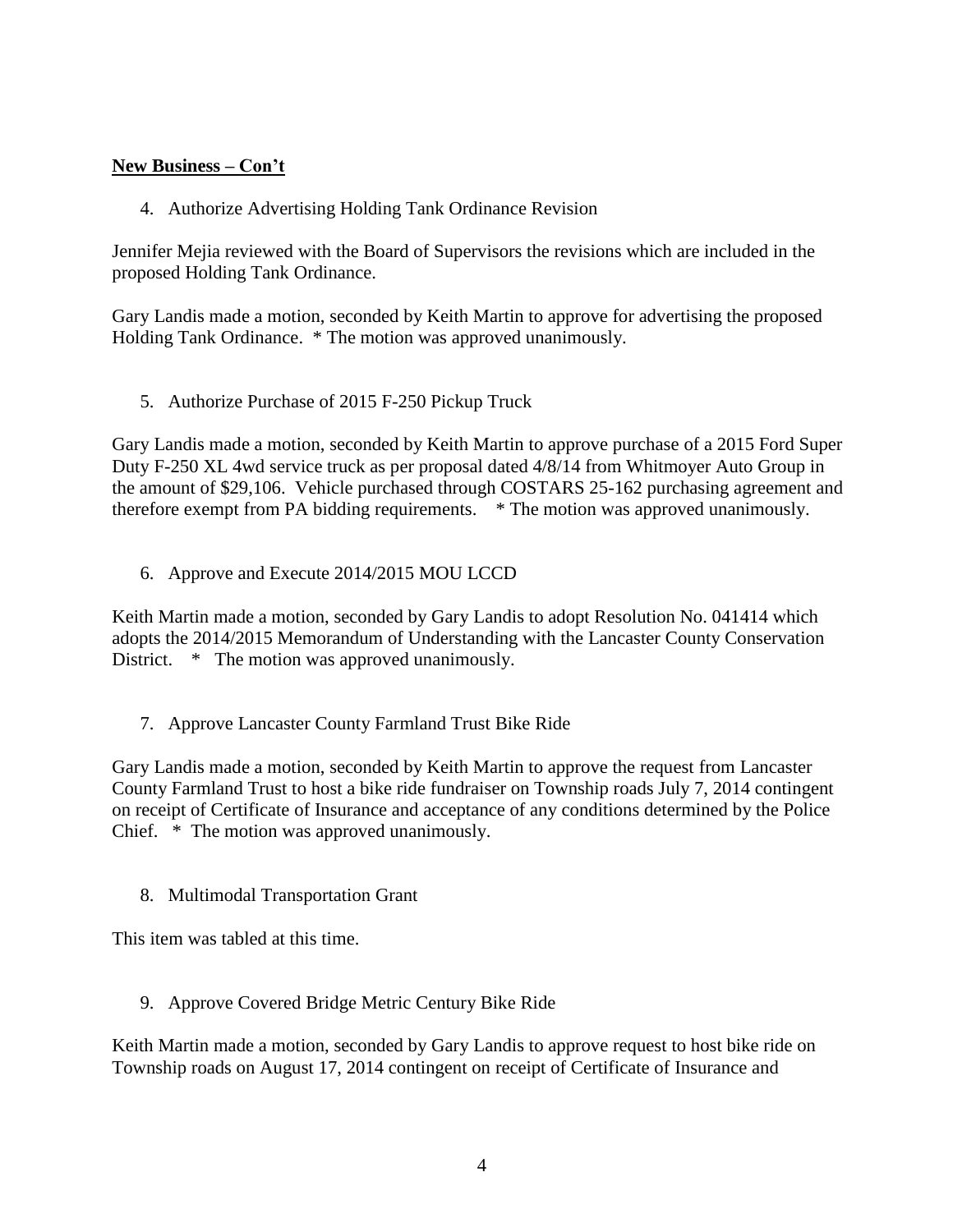**New Business – Con't**

4. Authorize Advertising Holding Tank Ordinance Revision

Jennifer Mejia reviewed with the Board of Supervisors the revisions which are included in the proposed Holding Tank Ordinance.

Gary Landis made a motion, seconded by Keith Martin to approve for advertising the proposed Holding Tank Ordinance. * The motion was approved unanimously.

5. Authorize Purchase of 2015 F-250 Pickup Truck

Gary Landis made a motion, seconded by Keith Martin to approve purchase of a 2015 Ford Super Duty F-250 XL 4wd service truck as per proposal dated 4/8/14 from Whitmoyer Auto Group in the amount of $29,106. Vehicle purchased through COSTARS 25-162 purchasing agreement and therefore exempt from PA bidding requirements. * The motion was approved unanimously.

6. Approve and Execute 2014/2015 MOU LCCD

Keith Martin made a motion, seconded by Gary Landis to adopt Resolution No. 041414 which adopts the 2014/2015 Memorandum of Understanding with the Lancaster County Conservation District. * The motion was approved unanimously.

7. Approve Lancaster County Farmland Trust Bike Ride

Gary Landis made a motion, seconded by Keith Martin to approve the request from Lancaster County Farmland Trust to host a bike ride fundraiser on Township roads July 7, 2014 contingent on receipt of Certificate of Insurance and acceptance of any conditions determined by the Police Chief. * The motion was approved unanimously.

8. Multimodal Transportation Grant

This item was tabled at this time.

9. Approve Covered Bridge Metric Century Bike Ride

Keith Martin made a motion, seconded by Gary Landis to approve request to host bike ride on Township roads on August 17, 2014 contingent on receipt of Certificate of Insurance and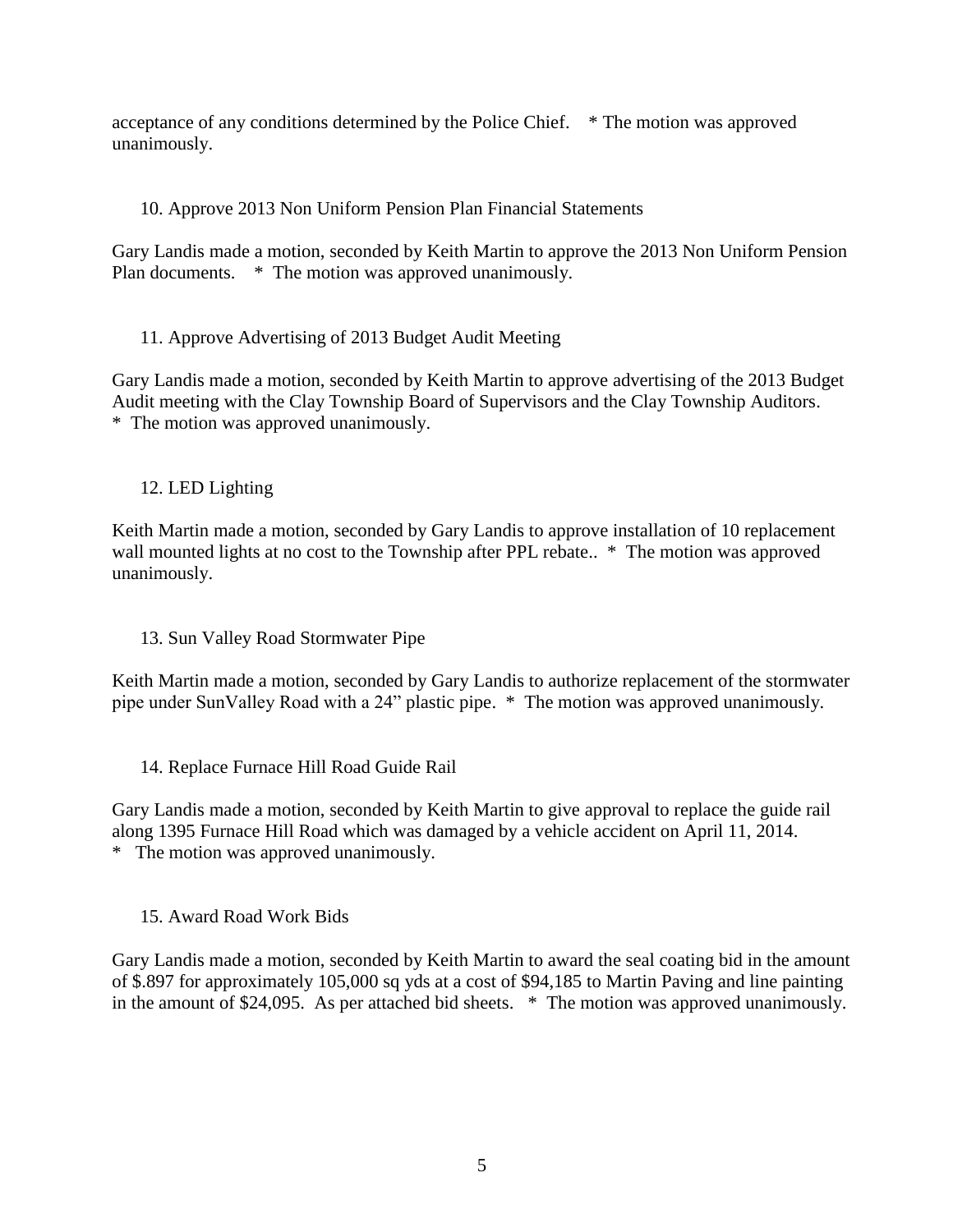acceptance of any conditions determined by the Police Chief. * The motion was approved unanimously.

10. Approve 2013 Non Uniform Pension Plan Financial Statements

Gary Landis made a motion, seconded by Keith Martin to approve the 2013 Non Uniform Pension Plan documents. * The motion was approved unanimously.

11. Approve Advertising of 2013 Budget Audit Meeting

Gary Landis made a motion, seconded by Keith Martin to approve advertising of the 2013 Budget Audit meeting with the Clay Township Board of Supervisors and the Clay Township Auditors. * The motion was approved unanimously.

12. LED Lighting

Keith Martin made a motion, seconded by Gary Landis to approve installation of 10 replacement wall mounted lights at no cost to the Township after PPL rebate.. * The motion was approved unanimously.

13. Sun Valley Road Stormwater Pipe

Keith Martin made a motion, seconded by Gary Landis to authorize replacement of the stormwater pipe under SunValley Road with a 24" plastic pipe. * The motion was approved unanimously.

14. Replace Furnace Hill Road Guide Rail

Gary Landis made a motion, seconded by Keith Martin to give approval to replace the guide rail along 1395 Furnace Hill Road which was damaged by a vehicle accident on April 11, 2014. * The motion was approved unanimously.

15. Award Road Work Bids

Gary Landis made a motion, seconded by Keith Martin to award the seal coating bid in the amount of $.897 for approximately 105,000 sq yds at a cost of $94,185 to Martin Paving and line painting in the amount of $24,095. As per attached bid sheets. * The motion was approved unanimously.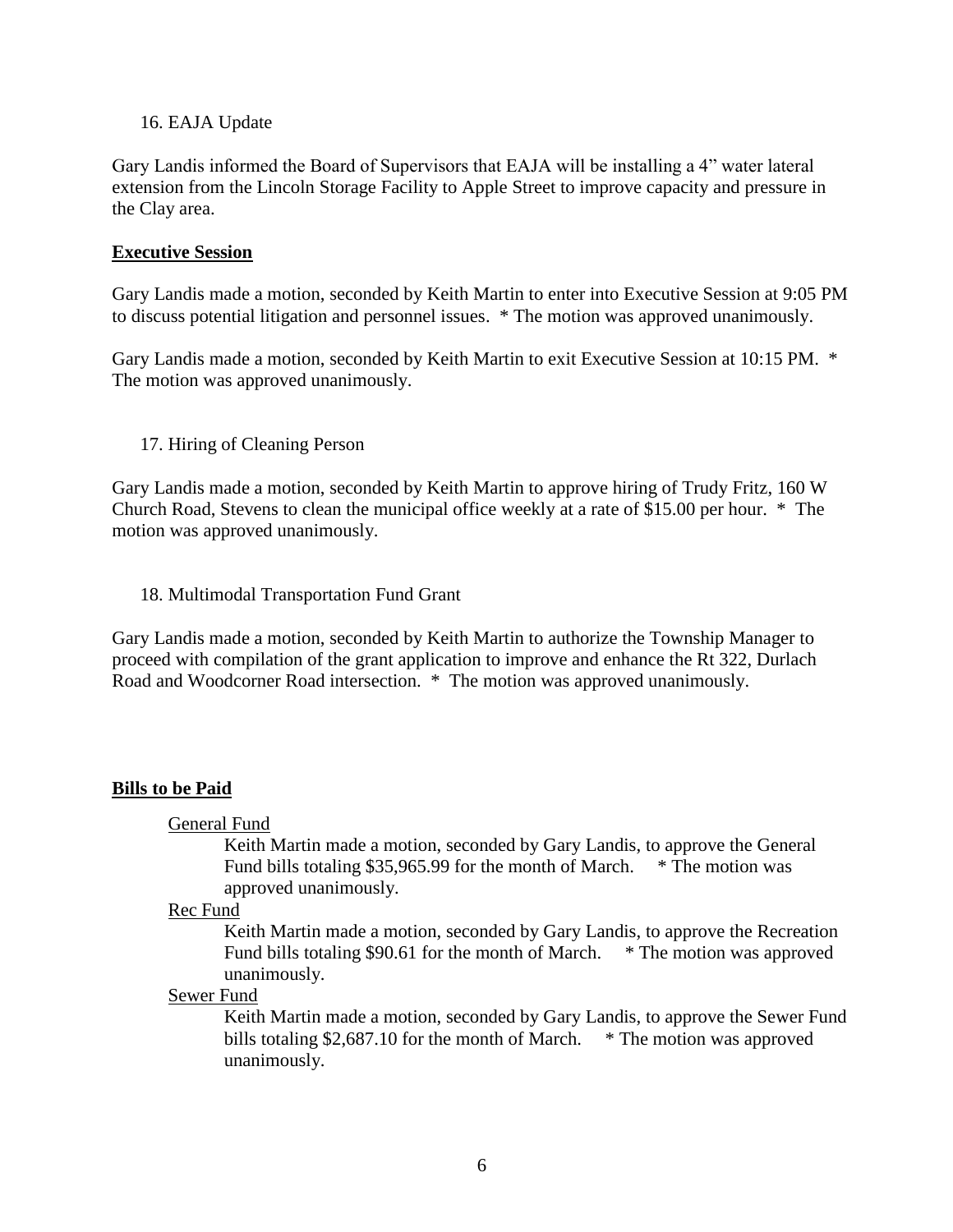16. EAJA Update

Gary Landis informed the Board of Supervisors that EAJA will be installing a 4" water lateral extension from the Lincoln Storage Facility to Apple Street to improve capacity and pressure in the Clay area.

**Executive Session**

Gary Landis made a motion, seconded by Keith Martin to enter into Executive Session at 9:05 PM to discuss potential litigation and personnel issues. * The motion was approved unanimously.

Gary Landis made a motion, seconded by Keith Martin to exit Executive Session at 10:15 PM. * The motion was approved unanimously.

17. Hiring of Cleaning Person

Gary Landis made a motion, seconded by Keith Martin to approve hiring of Trudy Fritz, 160 W Church Road, Stevens to clean the municipal office weekly at a rate of $15.00 per hour. * The motion was approved unanimously.

18. Multimodal Transportation Fund Grant

Gary Landis made a motion, seconded by Keith Martin to authorize the Township Manager to proceed with compilation of the grant application to improve and enhance the Rt 322, Durlach Road and Woodcorner Road intersection. * The motion was approved unanimously.

**Bills to be Paid**

General Fund

Keith Martin made a motion, seconded by Gary Landis, to approve the General Fund bills totaling $35,965.99 for the month of March. * The motion was approved unanimously.

Rec Fund

Keith Martin made a motion, seconded by Gary Landis, to approve the Recreation Fund bills totaling $90.61 for the month of March. * The motion was approved unanimously.

Sewer Fund

Keith Martin made a motion, seconded by Gary Landis, to approve the Sewer Fund bills totaling $2,687.10 for the month of March. * The motion was approved unanimously.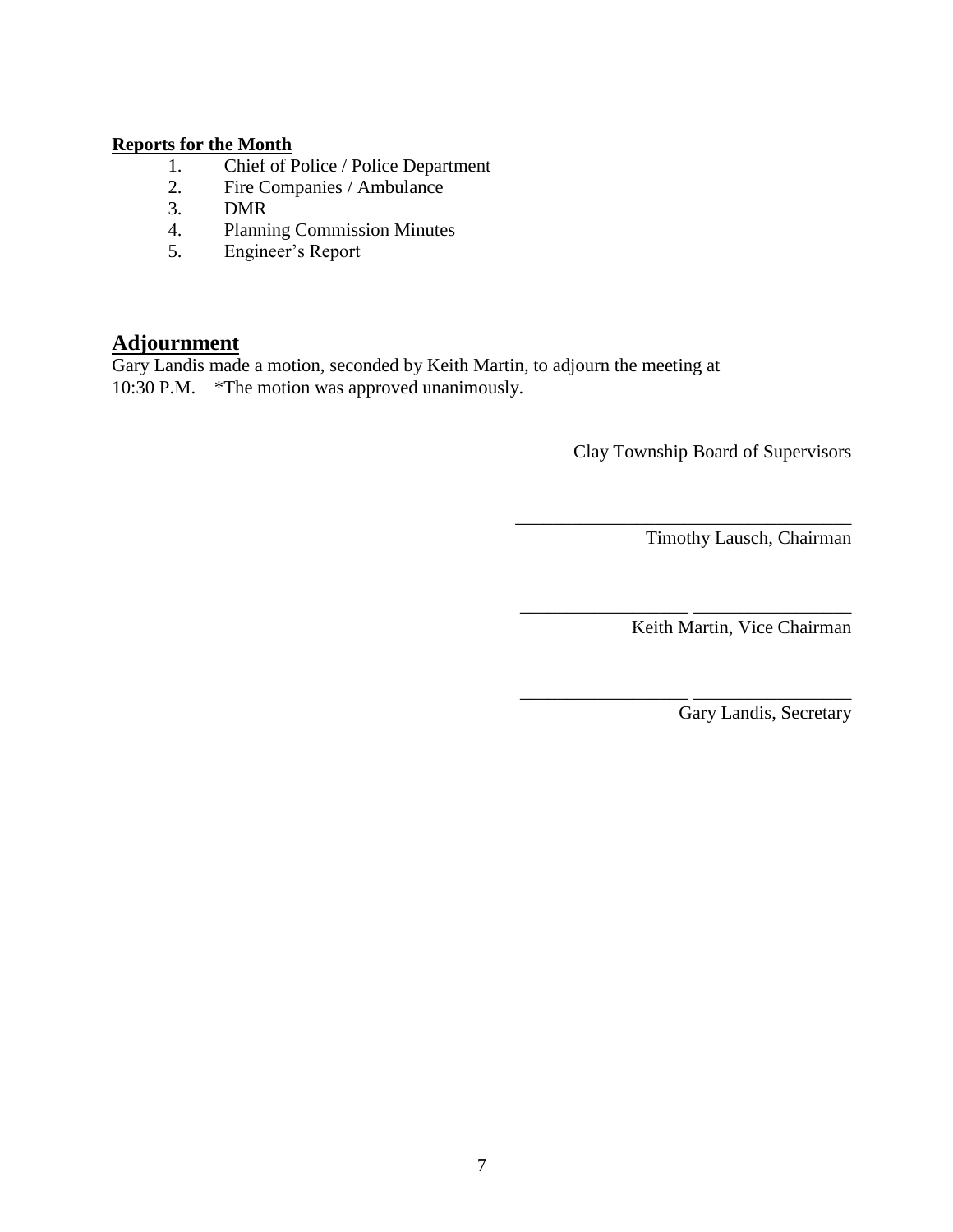**Reports for the Month**

1. Chief of Police / Police Department
2. Fire Companies / Ambulance
3. DMR
4. Planning Commission Minutes
5. Engineer's Report

## Adjournment

Gary Landis made a motion, seconded by Keith Martin, to adjourn the meeting at 10:30 P.M. *The motion was approved unanimously.

Clay Township Board of Supervisors

_____________________________________

Timothy Lausch, Chairman

__________________ ________________

Keith Martin, Vice Chairman

__________________ ________________

Gary Landis, Secretary